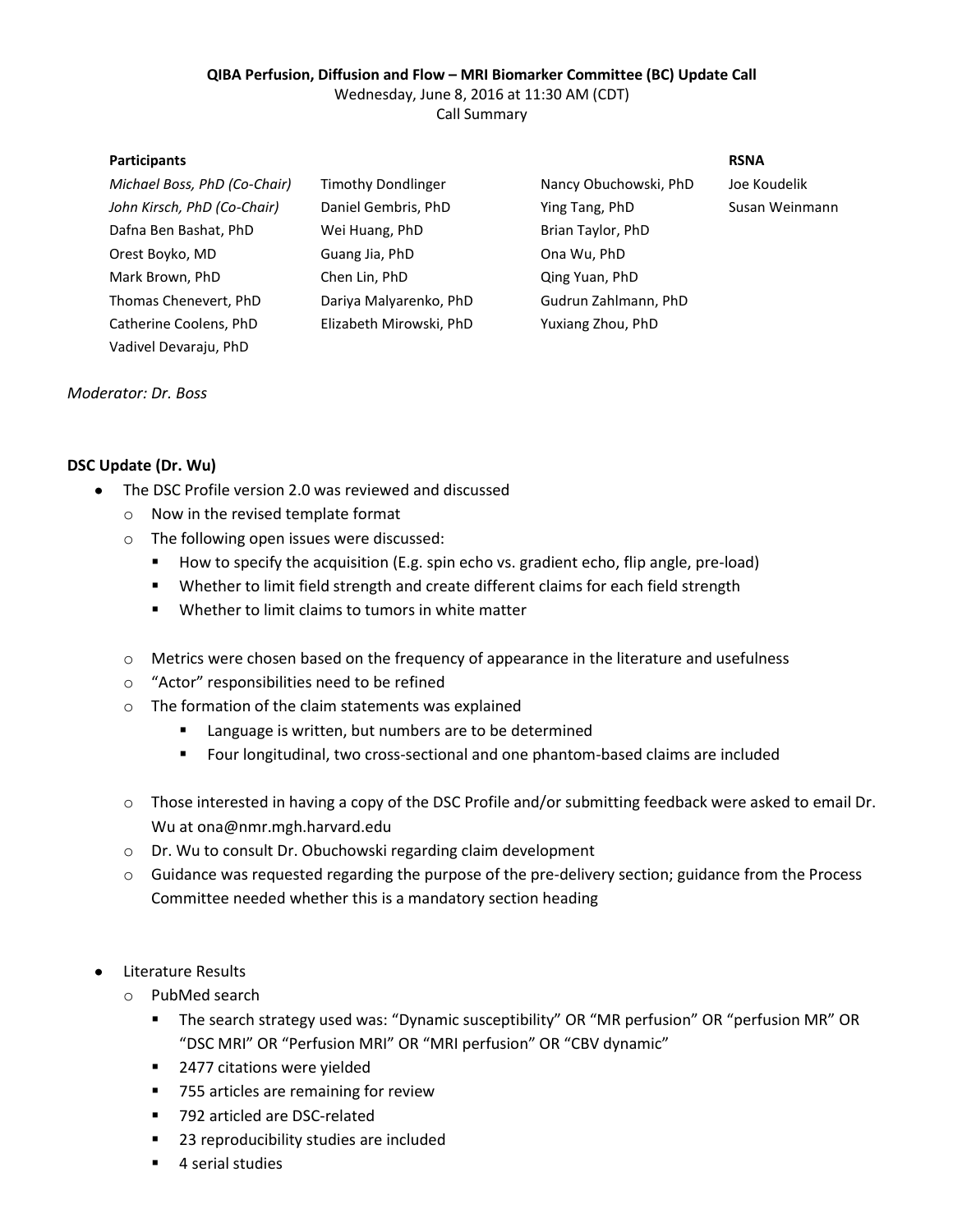**QIBA Perfusion, Diffusion and Flow – MRI Biomarker Committee (BC) Update Call**

Wednesday, June 8, 2016 at 11:30 AM (CDT)

Call Summary

| Participants | | | RSNA |
|---|---|---|---|
| *Michael Boss, PhD (Co-Chair)* | Timothy Dondlinger | Nancy Obuchowski, PhD | Joe Koudelik |
| *John Kirsch, PhD (Co-Chair)* | Daniel Gembris, PhD | Ying Tang, PhD | Susan Weinmann |
| Dafna Ben Bashat, PhD | Wei Huang, PhD | Brian Taylor, PhD | |
| Orest Boyko, MD | Guang Jia, PhD | Ona Wu, PhD | |
| Mark Brown, PhD | Chen Lin, PhD | Qing Yuan, PhD | |
| Thomas Chenevert, PhD | Dariya Malyarenko, PhD | Gudrun Zahlmann, PhD | |
| Catherine Coolens, PhD | Elizabeth Mirowski, PhD | Yuxiang Zhou, PhD | |
| Vadivel Devaraju, PhD | | | |

*Moderator: Dr. Boss*

**DSC Update (Dr. Wu)**

- The DSC Profile version 2.0 was reviewed and discussed
  - Now in the revised template format
  - The following open issues were discussed:
    - How to specify the acquisition (E.g. spin echo vs. gradient echo, flip angle, pre-load)
    - Whether to limit field strength and create different claims for each field strength
    - Whether to limit claims to tumors in white matter
  - Metrics were chosen based on the frequency of appearance in the literature and usefulness
  - "Actor" responsibilities need to be refined
  - The formation of the claim statements was explained
    - Language is written, but numbers are to be determined
    - Four longitudinal, two cross-sectional and one phantom-based claims are included
  - Those interested in having a copy of the DSC Profile and/or submitting feedback were asked to email Dr. Wu at ona@nmr.mgh.harvard.edu
  - Dr. Wu to consult Dr. Obuchowski regarding claim development
  - Guidance was requested regarding the purpose of the pre-delivery section; guidance from the Process Committee needed whether this is a mandatory section heading

- Literature Results
  - PubMed search
    - The search strategy used was: "Dynamic susceptibility" OR "MR perfusion" OR "perfusion MR" OR "DSC MRI" OR "Perfusion MRI" OR "MRI perfusion" OR "CBV dynamic"
    - 2477 citations were yielded
    - 755 articles are remaining for review
    - 792 articled are DSC-related
    - 23 reproducibility studies are included
    - 4 serial studies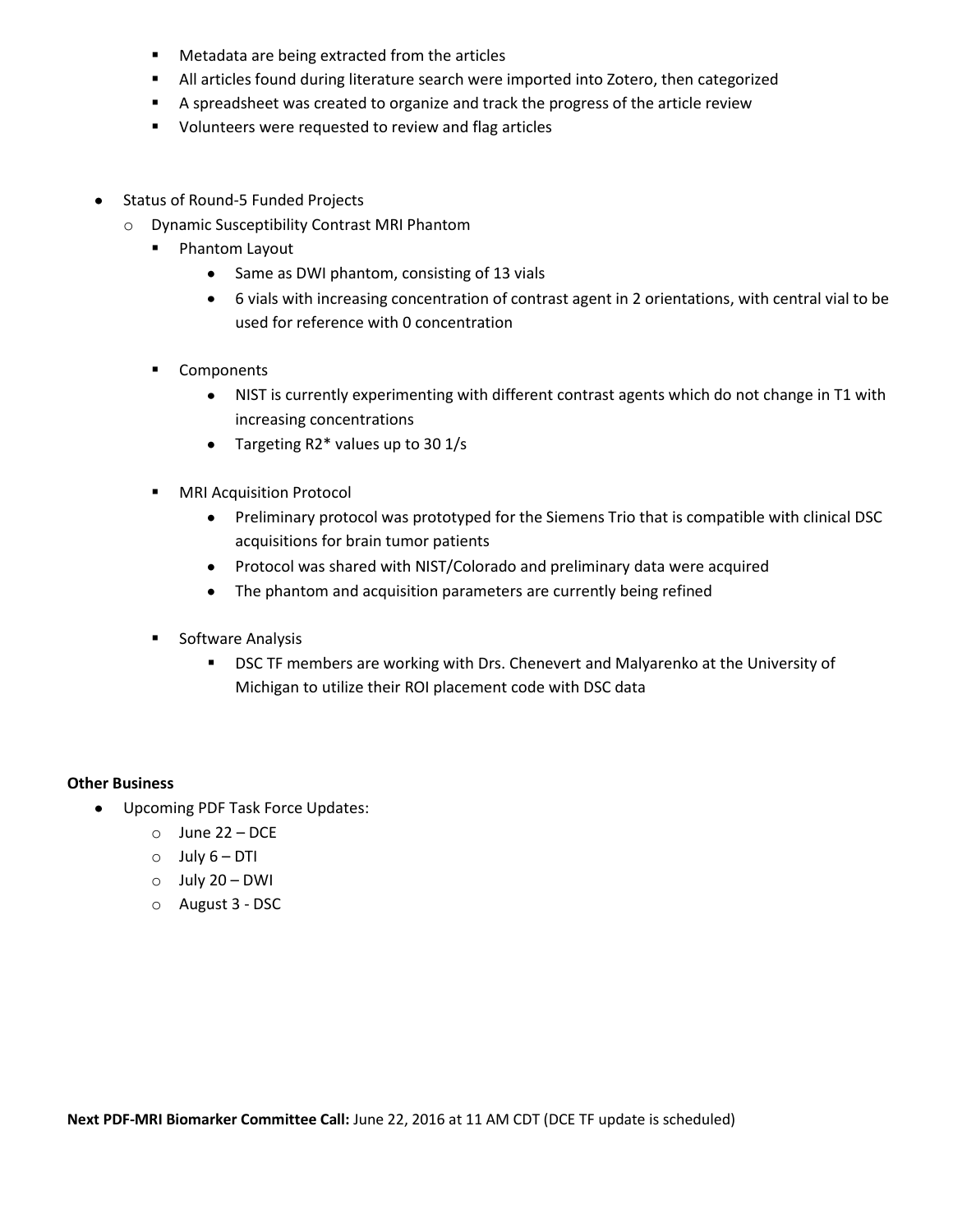- Metadata are being extracted from the articles
- All articles found during literature search were imported into Zotero, then categorized
- A spreadsheet was created to organize and track the progress of the article review
- Volunteers were requested to review and flag articles

- Status of Round-5 Funded Projects
  - Dynamic Susceptibility Contrast MRI Phantom
    - Phantom Layout
      - Same as DWI phantom, consisting of 13 vials
      - 6 vials with increasing concentration of contrast agent in 2 orientations, with central vial to be used for reference with 0 concentration
    - Components
      - NIST is currently experimenting with different contrast agents which do not change in T1 with increasing concentrations
      - Targeting R2* values up to 30 1/s
    - MRI Acquisition Protocol
      - Preliminary protocol was prototyped for the Siemens Trio that is compatible with clinical DSC acquisitions for brain tumor patients
      - Protocol was shared with NIST/Colorado and preliminary data were acquired
      - The phantom and acquisition parameters are currently being refined
    - Software Analysis
      - DSC TF members are working with Drs. Chenevert and Malyarenko at the University of Michigan to utilize their ROI placement code with DSC data

**Other Business**

- Upcoming PDF Task Force Updates:
  - June 22 – DCE
  - July 6 – DTI
  - July 20 – DWI
  - August 3 - DSC

**Next PDF-MRI Biomarker Committee Call:** June 22, 2016 at 11 AM CDT (DCE TF update is scheduled)